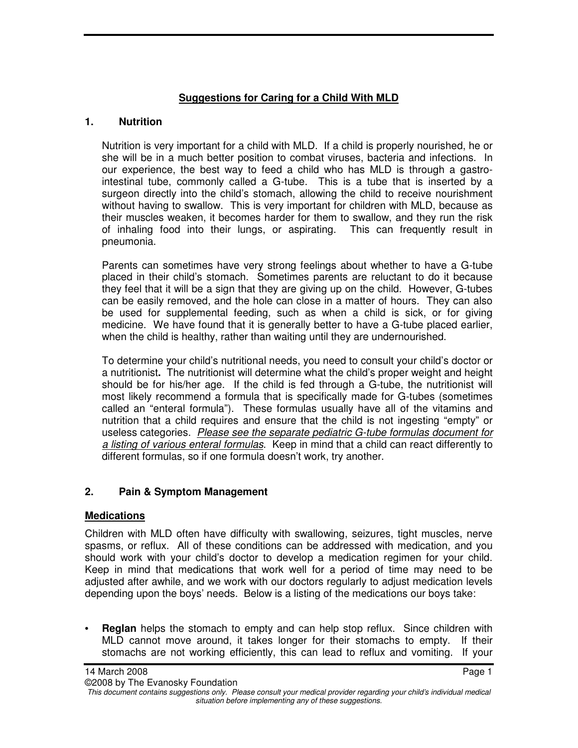# Suggestions for Caring for a Child With MLD

## 1. Nutrition

Nutrition is very important for a child with MLD. If a child is properly nourished, he or she will be in a much better position to combat viruses, bacteria and infections. In our experience, the best way to feed a child who has MLD is through a gastro-intestinal tube, commonly called a G-tube. This is a tube that is inserted by a surgeon directly into the child's stomach, allowing the child to receive nourishment without having to swallow. This is very important for children with MLD, because as their muscles weaken, it becomes harder for them to swallow, and they run the risk of inhaling food into their lungs, or aspirating. This can frequently result in pneumonia.

Parents can sometimes have very strong feelings about whether to have a G-tube placed in their child's stomach. Sometimes parents are reluctant to do it because they feel that it will be a sign that they are giving up on the child. However, G-tubes can be easily removed, and the hole can close in a matter of hours. They can also be used for supplemental feeding, such as when a child is sick, or for giving medicine. We have found that it is generally better to have a G-tube placed earlier, when the child is healthy, rather than waiting until they are undernourished.

To determine your child's nutritional needs, you need to consult your child's doctor or a nutritionist**.** The nutritionist will determine what the child's proper weight and height should be for his/her age. If the child is fed through a G-tube, the nutritionist will most likely recommend a formula that is specifically made for G-tubes (sometimes called an "enteral formula"). These formulas usually have all of the vitamins and nutrition that a child requires and ensure that the child is not ingesting "empty" or useless categories. *Please see the separate pediatric G-tube formulas document for a listing of various enteral formulas*. Keep in mind that a child can react differently to different formulas, so if one formula doesn't work, try another.

## 2. Pain & Symptom Management

### Medications

Children with MLD often have difficulty with swallowing, seizures, tight muscles, nerve spasms, or reflux. All of these conditions can be addressed with medication, and you should work with your child's doctor to develop a medication regimen for your child. Keep in mind that medications that work well for a period of time may need to be adjusted after awhile, and we work with our doctors regularly to adjust medication levels depending upon the boys' needs. Below is a listing of the medications our boys take:

- **Reglan** helps the stomach to empty and can help stop reflux. Since children with MLD cannot move around, it takes longer for their stomachs to empty. If their stomachs are not working efficiently, this can lead to reflux and vomiting. If your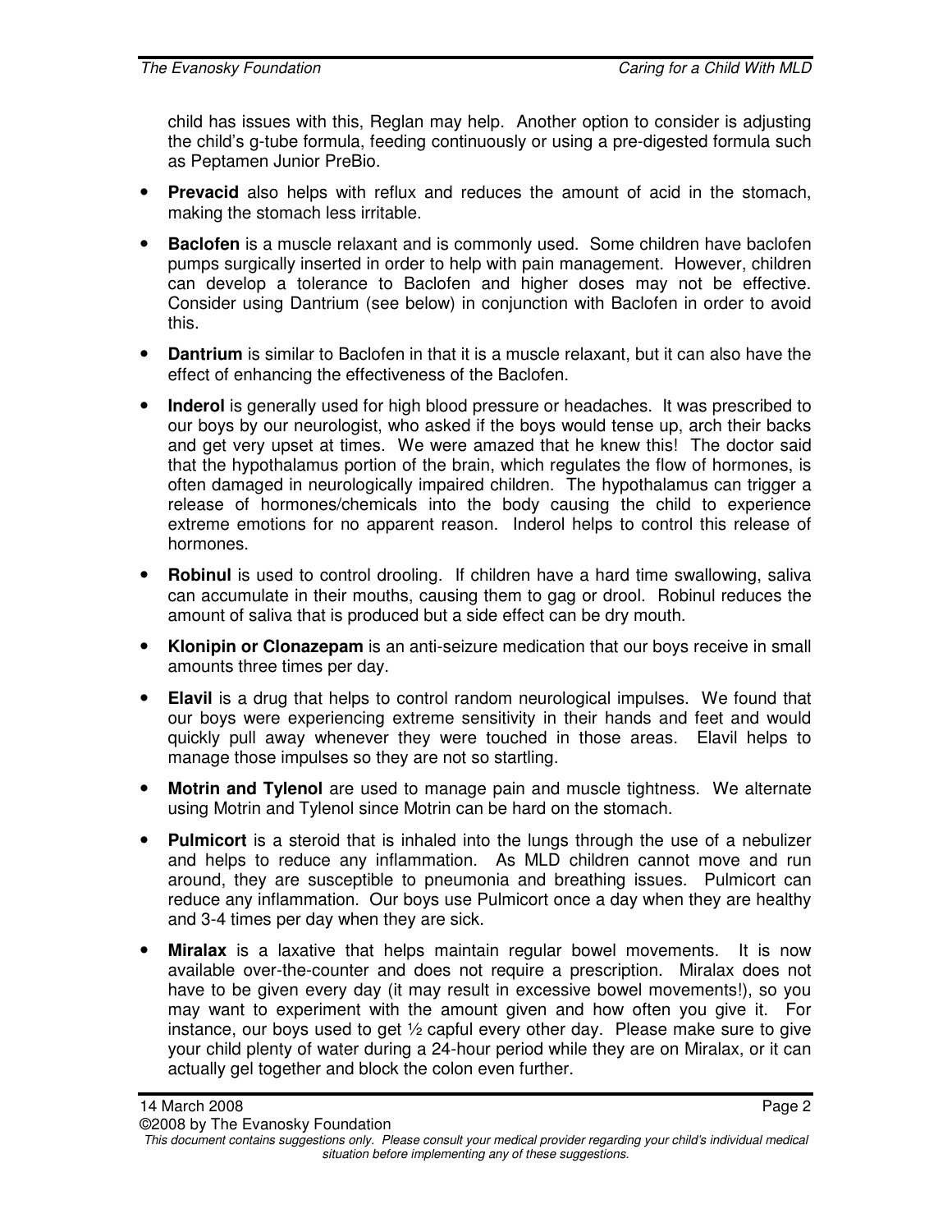child has issues with this, Reglan may help. Another option to consider is adjusting the child's g-tube formula, feeding continuously or using a pre-digested formula such as Peptamen Junior PreBio.

- **Prevacid** also helps with reflux and reduces the amount of acid in the stomach, making the stomach less irritable.
- **Baclofen** is a muscle relaxant and is commonly used. Some children have baclofen pumps surgically inserted in order to help with pain management. However, children can develop a tolerance to Baclofen and higher doses may not be effective. Consider using Dantrium (see below) in conjunction with Baclofen in order to avoid this.
- **Dantrium** is similar to Baclofen in that it is a muscle relaxant, but it can also have the effect of enhancing the effectiveness of the Baclofen.
- **Inderol** is generally used for high blood pressure or headaches. It was prescribed to our boys by our neurologist, who asked if the boys would tense up, arch their backs and get very upset at times. We were amazed that he knew this! The doctor said that the hypothalamus portion of the brain, which regulates the flow of hormones, is often damaged in neurologically impaired children. The hypothalamus can trigger a release of hormones/chemicals into the body causing the child to experience extreme emotions for no apparent reason. Inderol helps to control this release of hormones.
- **Robinul** is used to control drooling. If children have a hard time swallowing, saliva can accumulate in their mouths, causing them to gag or drool. Robinul reduces the amount of saliva that is produced but a side effect can be dry mouth.
- **Klonipin or Clonazepam** is an anti-seizure medication that our boys receive in small amounts three times per day.
- **Elavil** is a drug that helps to control random neurological impulses. We found that our boys were experiencing extreme sensitivity in their hands and feet and would quickly pull away whenever they were touched in those areas. Elavil helps to manage those impulses so they are not so startling.
- **Motrin and Tylenol** are used to manage pain and muscle tightness. We alternate using Motrin and Tylenol since Motrin can be hard on the stomach.
- **Pulmicort** is a steroid that is inhaled into the lungs through the use of a nebulizer and helps to reduce any inflammation. As MLD children cannot move and run around, they are susceptible to pneumonia and breathing issues. Pulmicort can reduce any inflammation. Our boys use Pulmicort once a day when they are healthy and 3-4 times per day when they are sick.
- **Miralax** is a laxative that helps maintain regular bowel movements. It is now available over-the-counter and does not require a prescription. Miralax does not have to be given every day (it may result in excessive bowel movements!), so you may want to experiment with the amount given and how often you give it. For instance, our boys used to get ½ capful every other day. Please make sure to give your child plenty of water during a 24-hour period while they are on Miralax, or it can actually gel together and block the colon even further.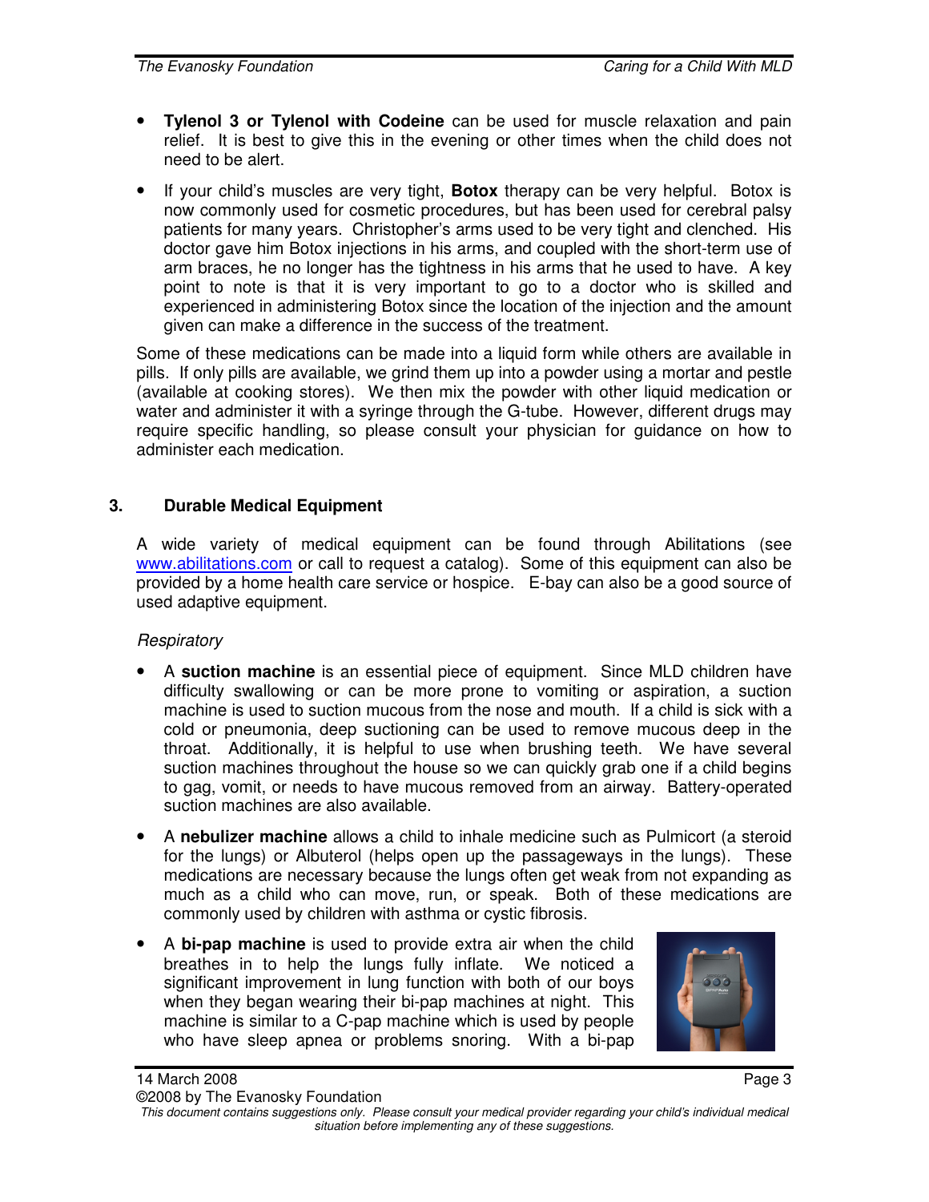- **Tylenol 3 or Tylenol with Codeine** can be used for muscle relaxation and pain relief. It is best to give this in the evening or other times when the child does not need to be alert.
- If your child's muscles are very tight, **Botox** therapy can be very helpful. Botox is now commonly used for cosmetic procedures, but has been used for cerebral palsy patients for many years. Christopher's arms used to be very tight and clenched. His doctor gave him Botox injections in his arms, and coupled with the short-term use of arm braces, he no longer has the tightness in his arms that he used to have. A key point to note is that it is very important to go to a doctor who is skilled and experienced in administering Botox since the location of the injection and the amount given can make a difference in the success of the treatment.

Some of these medications can be made into a liquid form while others are available in pills. If only pills are available, we grind them up into a powder using a mortar and pestle (available at cooking stores). We then mix the powder with other liquid medication or water and administer it with a syringe through the G-tube. However, different drugs may require specific handling, so please consult your physician for guidance on how to administer each medication.

## 3. Durable Medical Equipment

A wide variety of medical equipment can be found through Abilitations (see www.abilitations.com or call to request a catalog). Some of this equipment can also be provided by a home health care service or hospice. E-bay can also be a good source of used adaptive equipment.

*Respiratory*

- A **suction machine** is an essential piece of equipment. Since MLD children have difficulty swallowing or can be more prone to vomiting or aspiration, a suction machine is used to suction mucous from the nose and mouth. If a child is sick with a cold or pneumonia, deep suctioning can be used to remove mucous deep in the throat. Additionally, it is helpful to use when brushing teeth. We have several suction machines throughout the house so we can quickly grab one if a child begins to gag, vomit, or needs to have mucous removed from an airway. Battery-operated suction machines are also available.
- A **nebulizer machine** allows a child to inhale medicine such as Pulmicort (a steroid for the lungs) or Albuterol (helps open up the passageways in the lungs). These medications are necessary because the lungs often get weak from not expanding as much as a child who can move, run, or speak. Both of these medications are commonly used by children with asthma or cystic fibrosis.
- A **bi-pap machine** is used to provide extra air when the child breathes in to help the lungs fully inflate. We noticed a significant improvement in lung function with both of our boys when they began wearing their bi-pap machines at night. This machine is similar to a C-pap machine which is used by people who have sleep apnea or problems snoring. With a bi-pap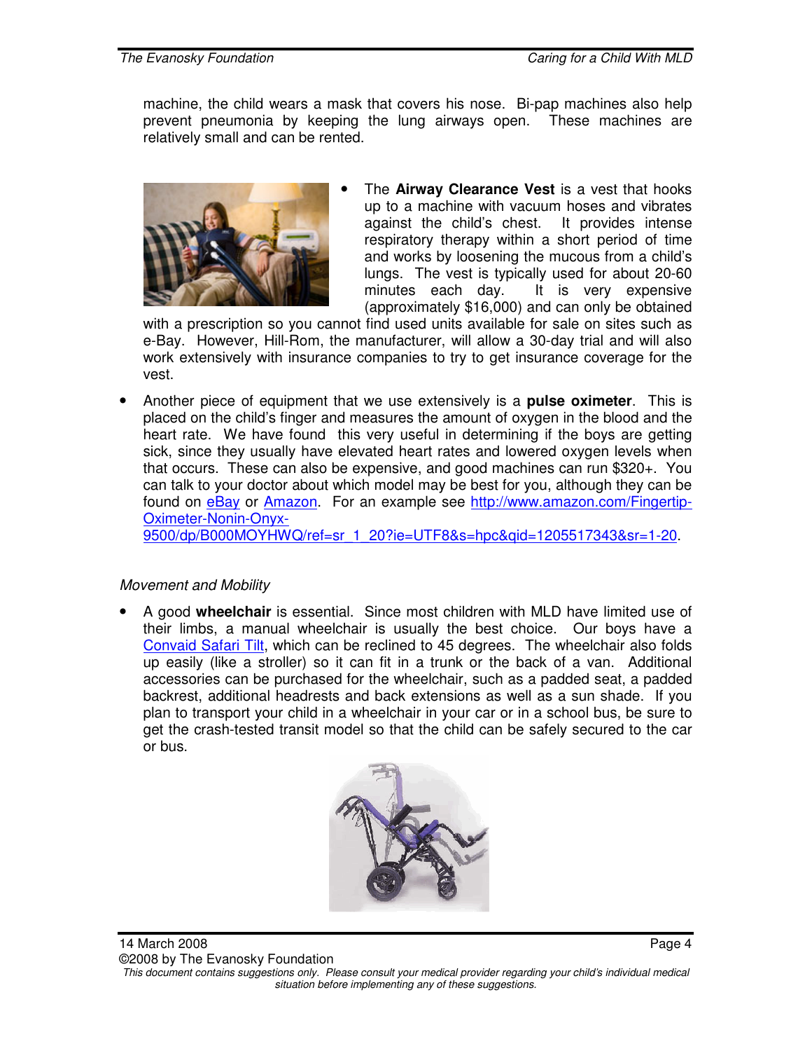machine, the child wears a mask that covers his nose. Bi-pap machines also help prevent pneumonia by keeping the lung airways open. These machines are relatively small and can be rented.

- The **Airway Clearance Vest** is a vest that hooks up to a machine with vacuum hoses and vibrates against the child's chest. It provides intense respiratory therapy within a short period of time and works by loosening the mucous from a child's lungs. The vest is typically used for about 20-60 minutes each day. It is very expensive (approximately $16,000) and can only be obtained with a prescription so you cannot find used units available for sale on sites such as e-Bay. However, Hill-Rom, the manufacturer, will allow a 30-day trial and will also work extensively with insurance companies to try to get insurance coverage for the vest.

- Another piece of equipment that we use extensively is a **pulse oximeter**. This is placed on the child's finger and measures the amount of oxygen in the blood and the heart rate. We have found this very useful in determining if the boys are getting sick, since they usually have elevated heart rates and lowered oxygen levels when that occurs. These can also be expensive, and good machines can run $320+. You can talk to your doctor about which model may be best for you, although they can be found on eBay or Amazon. For an example see http://www.amazon.com/Fingertip-Oximeter-Nonin-Onyx-9500/dp/B000MOYHWQ/ref=sr_1_20?ie=UTF8&s=hpc&qid=1205517343&sr=1-20.

*Movement and Mobility*

- A good **wheelchair** is essential. Since most children with MLD have limited use of their limbs, a manual wheelchair is usually the best choice. Our boys have a Convaid Safari Tilt, which can be reclined to 45 degrees. The wheelchair also folds up easily (like a stroller) so it can fit in a trunk or the back of a van. Additional accessories can be purchased for the wheelchair, such as a padded seat, a padded backrest, additional headrests and back extensions as well as a sun shade. If you plan to transport your child in a wheelchair in your car or in a school bus, be sure to get the crash-tested transit model so that the child can be safely secured to the car or bus.

14 March 2008
©2008 by The Evanosky Foundation
*This document contains suggestions only. Please consult your medical provider regarding your child's individual medical situation before implementing any of these suggestions.*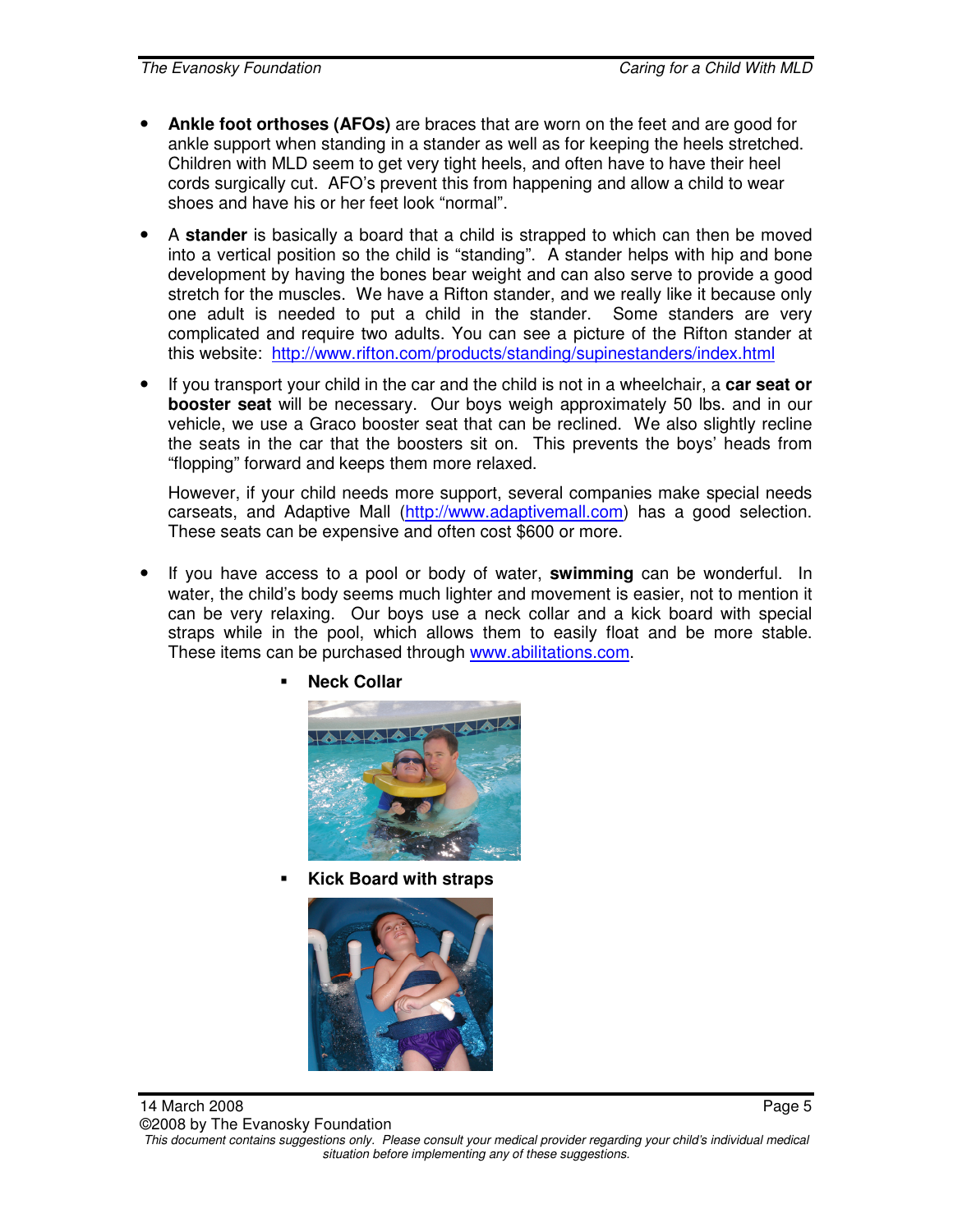- **Ankle foot orthoses (AFOs)** are braces that are worn on the feet and are good for ankle support when standing in a stander as well as for keeping the heels stretched. Children with MLD seem to get very tight heels, and often have to have their heel cords surgically cut. AFO's prevent this from happening and allow a child to wear shoes and have his or her feet look "normal".

- A **stander** is basically a board that a child is strapped to which can then be moved into a vertical position so the child is "standing". A stander helps with hip and bone development by having the bones bear weight and can also serve to provide a good stretch for the muscles. We have a Rifton stander, and we really like it because only one adult is needed to put a child in the stander. Some standers are very complicated and require two adults. You can see a picture of the Rifton stander at this website: http://www.rifton.com/products/standing/supinestanders/index.html

- If you transport your child in the car and the child is not in a wheelchair, a **car seat or booster seat** will be necessary. Our boys weigh approximately 50 lbs. and in our vehicle, we use a Graco booster seat that can be reclined. We also slightly recline the seats in the car that the boosters sit on. This prevents the boys' heads from "flopping" forward and keeps them more relaxed.

  However, if your child needs more support, several companies make special needs carseats, and Adaptive Mall (http://www.adaptivemall.com) has a good selection. These seats can be expensive and often cost $600 or more.

- If you have access to a pool or body of water, **swimming** can be wonderful. In water, the child's body seems much lighter and movement is easier, not to mention it can be very relaxing. Our boys use a neck collar and a kick board with special straps while in the pool, which allows them to easily float and be more stable. These items can be purchased through www.abilitations.com.

  - **Neck Collar**

  - **Kick Board with straps**

*This document contains suggestions only. Please consult your medical provider regarding your child's individual medical situation before implementing any of these suggestions.*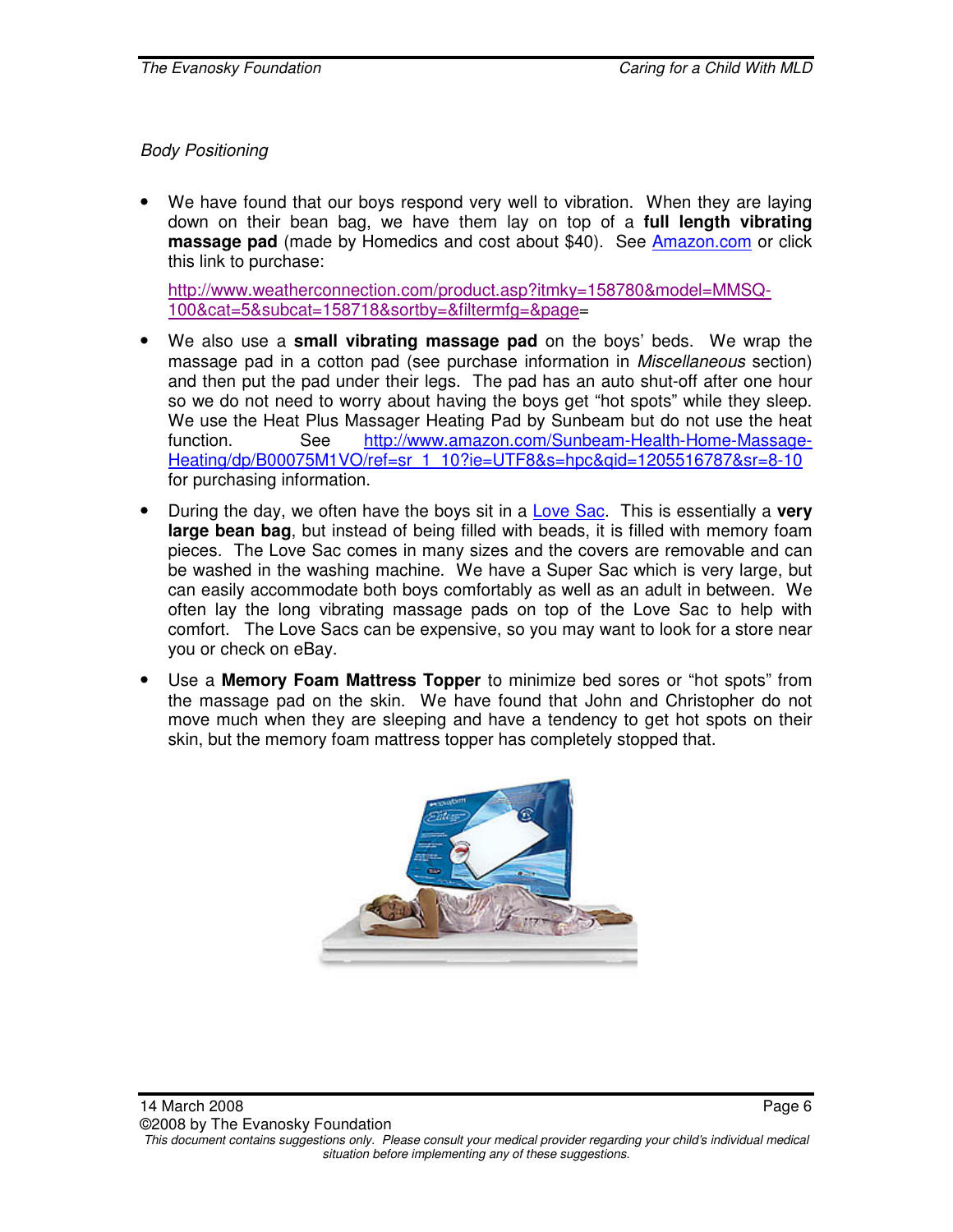*Body Positioning*

- We have found that our boys respond very well to vibration. When they are laying down on their bean bag, we have them lay on top of a **full length vibrating massage pad** (made by Homedics and cost about $40). See [Amazon.com](http://www.amazon.com) or click this link to purchase:

  [http://www.weatherconnection.com/product.asp?itmky=158780&model=MMSQ-100&cat=5&subcat=158718&sortby=&filtermfg=&page=](http://www.weatherconnection.com/product.asp?itmky=158780&model=MMSQ-100&cat=5&subcat=158718&sortby=&filtermfg=&page=)

- We also use a **small vibrating massage pad** on the boys' beds. We wrap the massage pad in a cotton pad (see purchase information in *Miscellaneous* section) and then put the pad under their legs. The pad has an auto shut-off after one hour so we do not need to worry about having the boys get "hot spots" while they sleep. We use the Heat Plus Massager Heating Pad by Sunbeam but do not use the heat function. See [http://www.amazon.com/Sunbeam-Health-Home-Massage-Heating/dp/B00075M1VO/ref=sr_1_10?ie=UTF8&s=hpc&qid=1205516787&sr=8-10](http://www.amazon.com/Sunbeam-Health-Home-Massage-Heating/dp/B00075M1VO/ref=sr_1_10?ie=UTF8&s=hpc&qid=1205516787&sr=8-10) for purchasing information.

- During the day, we often have the boys sit in a Love Sac. This is essentially a **very large bean bag**, but instead of being filled with beads, it is filled with memory foam pieces. The Love Sac comes in many sizes and the covers are removable and can be washed in the washing machine. We have a Super Sac which is very large, but can easily accommodate both boys comfortably as well as an adult in between. We often lay the long vibrating massage pads on top of the Love Sac to help with comfort. The Love Sacs can be expensive, so you may want to look for a store near you or check on eBay.

- Use a **Memory Foam Mattress Topper** to minimize bed sores or "hot spots" from the massage pad on the skin. We have found that John and Christopher do not move much when they are sleeping and have a tendency to get hot spots on their skin, but the memory foam mattress topper has completely stopped that.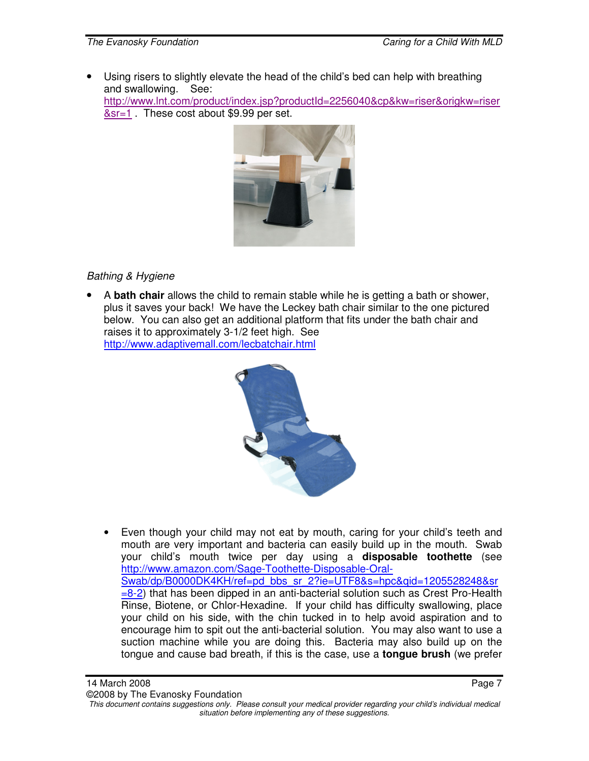- Using risers to slightly elevate the head of the child's bed can help with breathing and swallowing. See: http://www.lnt.com/product/index.jsp?productId=2256040&cp&kw=riser&origkw=riser&sr=1 . These cost about $9.99 per set.

*Bathing & Hygiene*

- A **bath chair** allows the child to remain stable while he is getting a bath or shower, plus it saves your back! We have the Leckey bath chair similar to the one pictured below. You can also get an additional platform that fits under the bath chair and raises it to approximately 3-1/2 feet high. See http://www.adaptivemall.com/lecbatchair.html

- Even though your child may not eat by mouth, caring for your child's teeth and mouth are very important and bacteria can easily build up in the mouth. Swab your child's mouth twice per day using a **disposable toothette** (see http://www.amazon.com/Sage-Toothette-Disposable-Oral-Swab/dp/B0000DK4KH/ref=pd_bbs_sr_2?ie=UTF8&s=hpc&qid=1205528248&sr=8-2) that has been dipped in an anti-bacterial solution such as Crest Pro-Health Rinse, Biotene, or Chlor-Hexadine. If your child has difficulty swallowing, place your child on his side, with the chin tucked in to help avoid aspiration and to encourage him to spit out the anti-bacterial solution. You may also want to use a suction machine while you are doing this. Bacteria may also build up on the tongue and cause bad breath, if this is the case, use a **tongue brush** (we prefer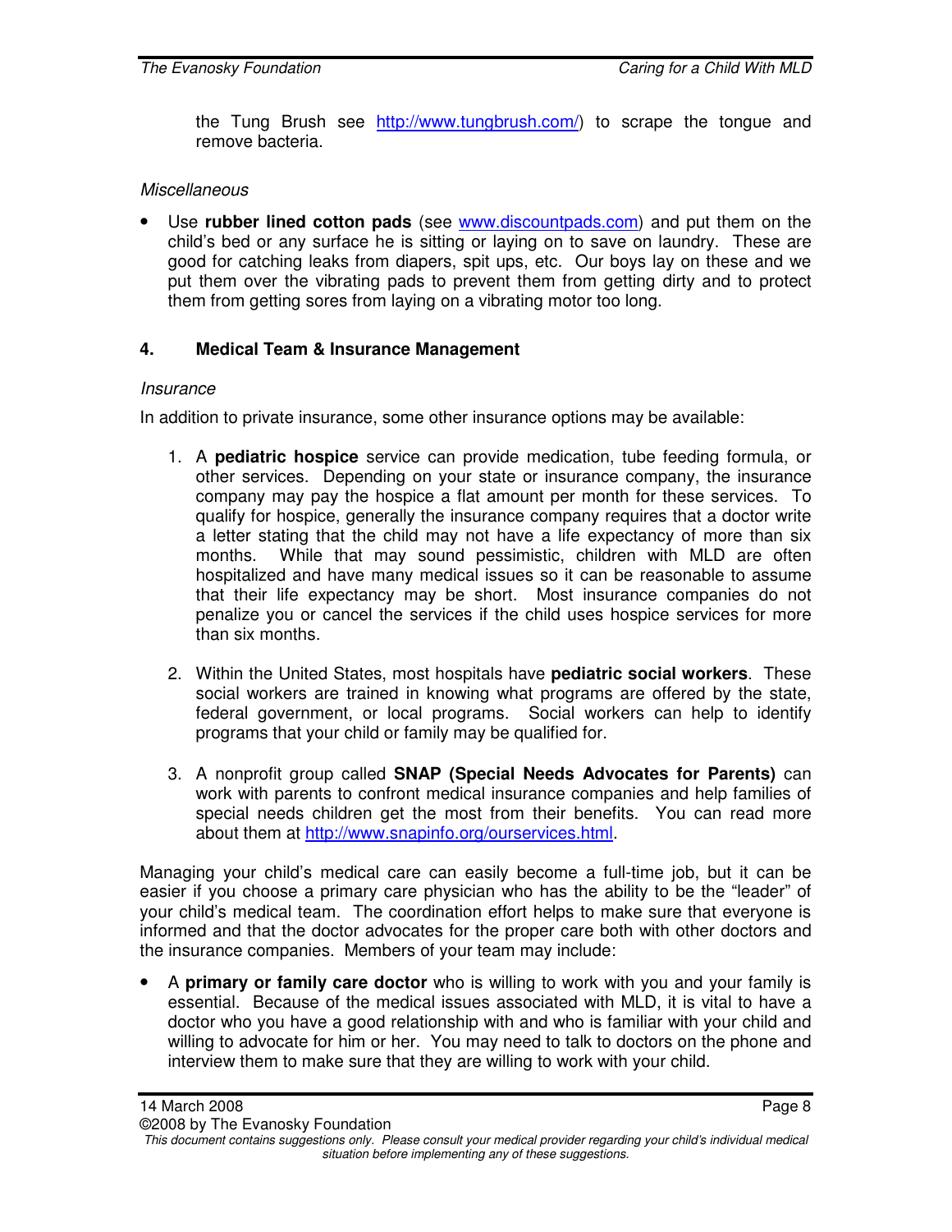the Tung Brush see http://www.tungbrush.com/) to scrape the tongue and remove bacteria.

*Miscellaneous*

- Use **rubber lined cotton pads** (see www.discountpads.com) and put them on the child's bed or any surface he is sitting or laying on to save on laundry. These are good for catching leaks from diapers, spit ups, etc. Our boys lay on these and we put them over the vibrating pads to prevent them from getting dirty and to protect them from getting sores from laying on a vibrating motor too long.

## 4. Medical Team & Insurance Management

*Insurance*

In addition to private insurance, some other insurance options may be available:

1. A **pediatric hospice** service can provide medication, tube feeding formula, or other services. Depending on your state or insurance company, the insurance company may pay the hospice a flat amount per month for these services. To qualify for hospice, generally the insurance company requires that a doctor write a letter stating that the child may not have a life expectancy of more than six months. While that may sound pessimistic, children with MLD are often hospitalized and have many medical issues so it can be reasonable to assume that their life expectancy may be short. Most insurance companies do not penalize you or cancel the services if the child uses hospice services for more than six months.

2. Within the United States, most hospitals have **pediatric social workers**. These social workers are trained in knowing what programs are offered by the state, federal government, or local programs. Social workers can help to identify programs that your child or family may be qualified for.

3. A nonprofit group called **SNAP (Special Needs Advocates for Parents)** can work with parents to confront medical insurance companies and help families of special needs children get the most from their benefits. You can read more about them at http://www.snapinfo.org/ourservices.html.

Managing your child's medical care can easily become a full-time job, but it can be easier if you choose a primary care physician who has the ability to be the "leader" of your child's medical team. The coordination effort helps to make sure that everyone is informed and that the doctor advocates for the proper care both with other doctors and the insurance companies. Members of your team may include:

- A **primary or family care doctor** who is willing to work with you and your family is essential. Because of the medical issues associated with MLD, it is vital to have a doctor who you have a good relationship with and who is familiar with your child and willing to advocate for him or her. You may need to talk to doctors on the phone and interview them to make sure that they are willing to work with your child.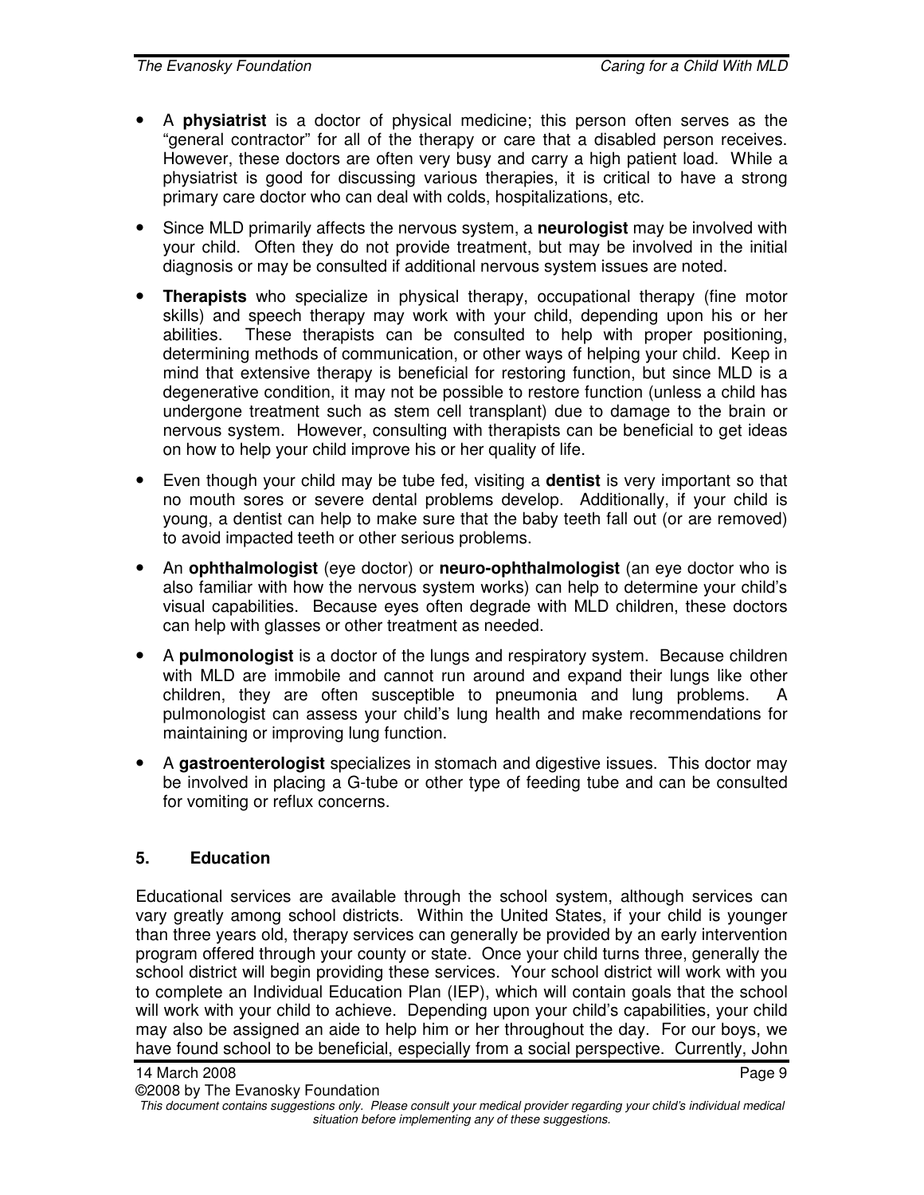- A **physiatrist** is a doctor of physical medicine; this person often serves as the "general contractor" for all of the therapy or care that a disabled person receives. However, these doctors are often very busy and carry a high patient load. While a physiatrist is good for discussing various therapies, it is critical to have a strong primary care doctor who can deal with colds, hospitalizations, etc.

- Since MLD primarily affects the nervous system, a **neurologist** may be involved with your child. Often they do not provide treatment, but may be involved in the initial diagnosis or may be consulted if additional nervous system issues are noted.

- **Therapists** who specialize in physical therapy, occupational therapy (fine motor skills) and speech therapy may work with your child, depending upon his or her abilities. These therapists can be consulted to help with proper positioning, determining methods of communication, or other ways of helping your child. Keep in mind that extensive therapy is beneficial for restoring function, but since MLD is a degenerative condition, it may not be possible to restore function (unless a child has undergone treatment such as stem cell transplant) due to damage to the brain or nervous system. However, consulting with therapists can be beneficial to get ideas on how to help your child improve his or her quality of life.

- Even though your child may be tube fed, visiting a **dentist** is very important so that no mouth sores or severe dental problems develop. Additionally, if your child is young, a dentist can help to make sure that the baby teeth fall out (or are removed) to avoid impacted teeth or other serious problems.

- An **ophthalmologist** (eye doctor) or **neuro-ophthalmologist** (an eye doctor who is also familiar with how the nervous system works) can help to determine your child's visual capabilities. Because eyes often degrade with MLD children, these doctors can help with glasses or other treatment as needed.

- A **pulmonologist** is a doctor of the lungs and respiratory system. Because children with MLD are immobile and cannot run around and expand their lungs like other children, they are often susceptible to pneumonia and lung problems. A pulmonologist can assess your child's lung health and make recommendations for maintaining or improving lung function.

- A **gastroenterologist** specializes in stomach and digestive issues. This doctor may be involved in placing a G-tube or other type of feeding tube and can be consulted for vomiting or reflux concerns.

## 5. Education

Educational services are available through the school system, although services can vary greatly among school districts. Within the United States, if your child is younger than three years old, therapy services can generally be provided by an early intervention program offered through your county or state. Once your child turns three, generally the school district will begin providing these services. Your school district will work with you to complete an Individual Education Plan (IEP), which will contain goals that the school will work with your child to achieve. Depending upon your child's capabilities, your child may also be assigned an aide to help him or her throughout the day. For our boys, we have found school to be beneficial, especially from a social perspective. Currently, John

14 March 2008

©2008 by The Evanosky Foundation

*This document contains suggestions only. Please consult your medical provider regarding your child's individual medical situation before implementing any of these suggestions.*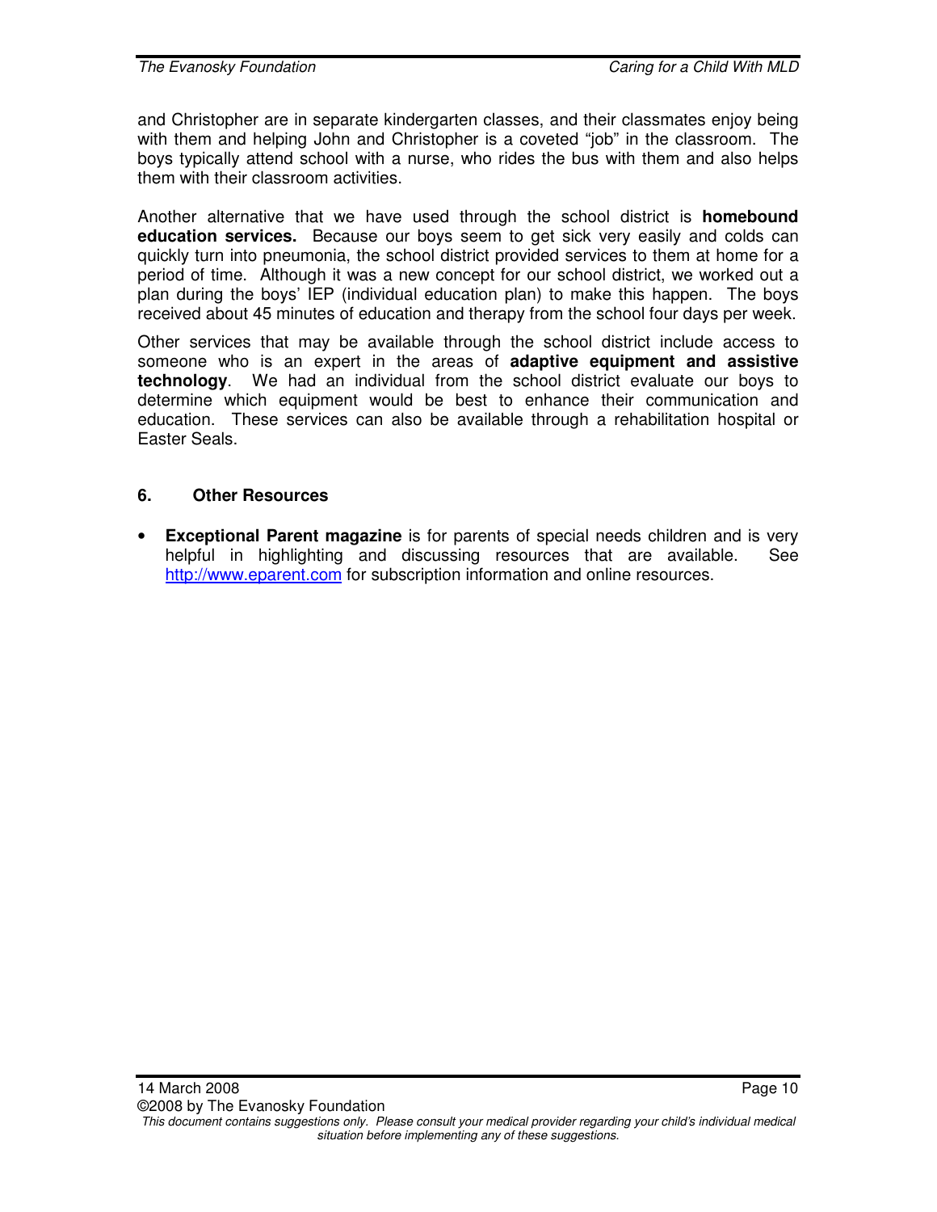and Christopher are in separate kindergarten classes, and their classmates enjoy being with them and helping John and Christopher is a coveted "job" in the classroom. The boys typically attend school with a nurse, who rides the bus with them and also helps them with their classroom activities.

Another alternative that we have used through the school district is **homebound education services.** Because our boys seem to get sick very easily and colds can quickly turn into pneumonia, the school district provided services to them at home for a period of time. Although it was a new concept for our school district, we worked out a plan during the boys' IEP (individual education plan) to make this happen. The boys received about 45 minutes of education and therapy from the school four days per week.

Other services that may be available through the school district include access to someone who is an expert in the areas of **adaptive equipment and assistive technology**. We had an individual from the school district evaluate our boys to determine which equipment would be best to enhance their communication and education. These services can also be available through a rehabilitation hospital or Easter Seals.

## 6. Other Resources

- **Exceptional Parent magazine** is for parents of special needs children and is very helpful in highlighting and discussing resources that are available. See http://www.eparent.com for subscription information and online resources.